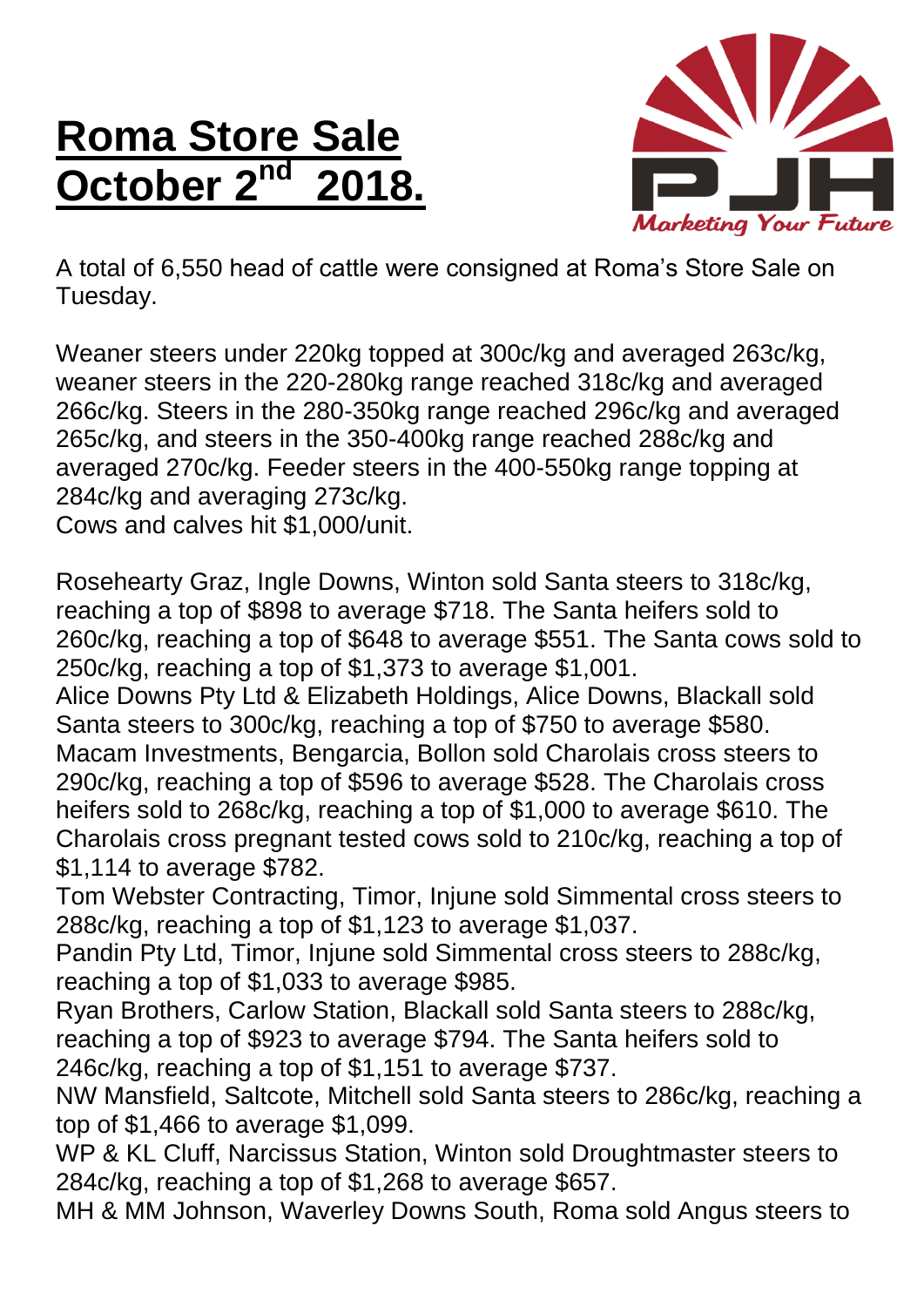# Roma Store Sale October 2nd 2018.

Marketing Your Future

A total of 6,550 head of cattle were consigned at Roma's Store Sale on Tuesday.

Weaner steers under 220kg topped at 300c/kg and averaged 263c/kg, weaner steers in the 220-280kg range reached 318c/kg and averaged 266c/kg. Steers in the 280-350kg range reached 296c/kg and averaged 265c/kg, and steers in the 350-400kg range reached 288c/kg and averaged 270c/kg. Feeder steers in the 400-550kg range topping at 284c/kg and averaging 273c/kg.
Cows and calves hit $1,000/unit.

Rosehearty Graz, Ingle Downs, Winton sold Santa steers to 318c/kg, reaching a top of $898 to average $718. The Santa heifers sold to 260c/kg, reaching a top of $648 to average $551. The Santa cows sold to 250c/kg, reaching a top of $1,373 to average $1,001.
Alice Downs Pty Ltd & Elizabeth Holdings, Alice Downs, Blackall sold Santa steers to 300c/kg, reaching a top of $750 to average $580.
Macam Investments, Bengarcia, Bollon sold Charolais cross steers to 290c/kg, reaching a top of $596 to average $528. The Charolais cross heifers sold to 268c/kg, reaching a top of $1,000 to average $610. The Charolais cross pregnant tested cows sold to 210c/kg, reaching a top of $1,114 to average $782.
Tom Webster Contracting, Timor, Injune sold Simmental cross steers to 288c/kg, reaching a top of $1,123 to average $1,037.
Pandin Pty Ltd, Timor, Injune sold Simmental cross steers to 288c/kg, reaching a top of $1,033 to average $985.
Ryan Brothers, Carlow Station, Blackall sold Santa steers to 288c/kg, reaching a top of $923 to average $794. The Santa heifers sold to 246c/kg, reaching a top of $1,151 to average $737.
NW Mansfield, Saltcote, Mitchell sold Santa steers to 286c/kg, reaching a top of $1,466 to average $1,099.
WP & KL Cluff, Narcissus Station, Winton sold Droughtmaster steers to 284c/kg, reaching a top of $1,268 to average $657.
MH & MM Johnson, Waverley Downs South, Roma sold Angus steers to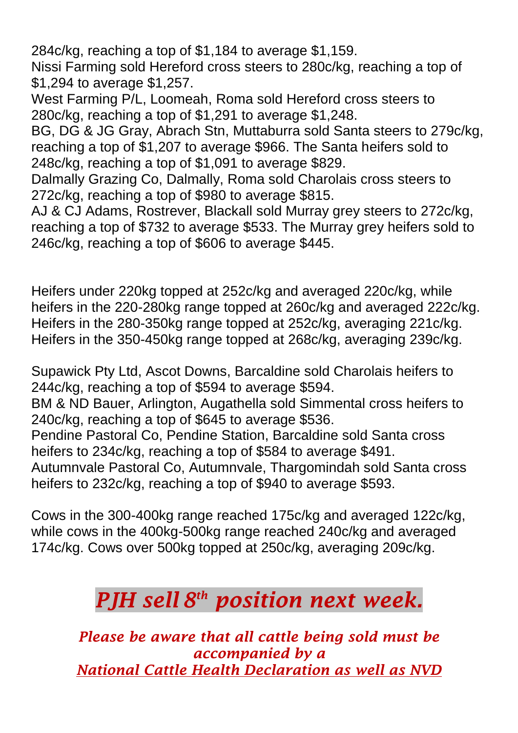284c/kg, reaching a top of $1,184 to average $1,159.
Nissi Farming sold Hereford cross steers to 280c/kg, reaching a top of $1,294 to average $1,257.
West Farming P/L, Loomeah, Roma sold Hereford cross steers to 280c/kg, reaching a top of $1,291 to average $1,248.
BG, DG & JG Gray, Abrach Stn, Muttaburra sold Santa steers to 279c/kg, reaching a top of $1,207 to average $966. The Santa heifers sold to 248c/kg, reaching a top of $1,091 to average $829.
Dalmally Grazing Co, Dalmally, Roma sold Charolais cross steers to 272c/kg, reaching a top of $980 to average $815.
AJ & CJ Adams, Rostrever, Blackall sold Murray grey steers to 272c/kg, reaching a top of $732 to average $533. The Murray grey heifers sold to 246c/kg, reaching a top of $606 to average $445.

Heifers under 220kg topped at 252c/kg and averaged 220c/kg, while heifers in the 220-280kg range topped at 260c/kg and averaged 222c/kg. Heifers in the 280-350kg range topped at 252c/kg, averaging 221c/kg. Heifers in the 350-450kg range topped at 268c/kg, averaging 239c/kg.

Supawick Pty Ltd, Ascot Downs, Barcaldine sold Charolais heifers to 244c/kg, reaching a top of $594 to average $594.
BM & ND Bauer, Arlington, Augathella sold Simmental cross heifers to 240c/kg, reaching a top of $645 to average $536.
Pendine Pastoral Co, Pendine Station, Barcaldine sold Santa cross heifers to 234c/kg, reaching a top of $584 to average $491.
Autumnvale Pastoral Co, Autumnvale, Thargomindah sold Santa cross heifers to 232c/kg, reaching a top of $940 to average $593.

Cows in the 300-400kg range reached 175c/kg and averaged 122c/kg, while cows in the 400kg-500kg range reached 240c/kg and averaged 174c/kg. Cows over 500kg topped at 250c/kg, averaging 209c/kg.

## *PJH sell 8th position next week.*

***Please be aware that all cattle being sold must be accompanied by a National Cattle Health Declaration as well as NVD***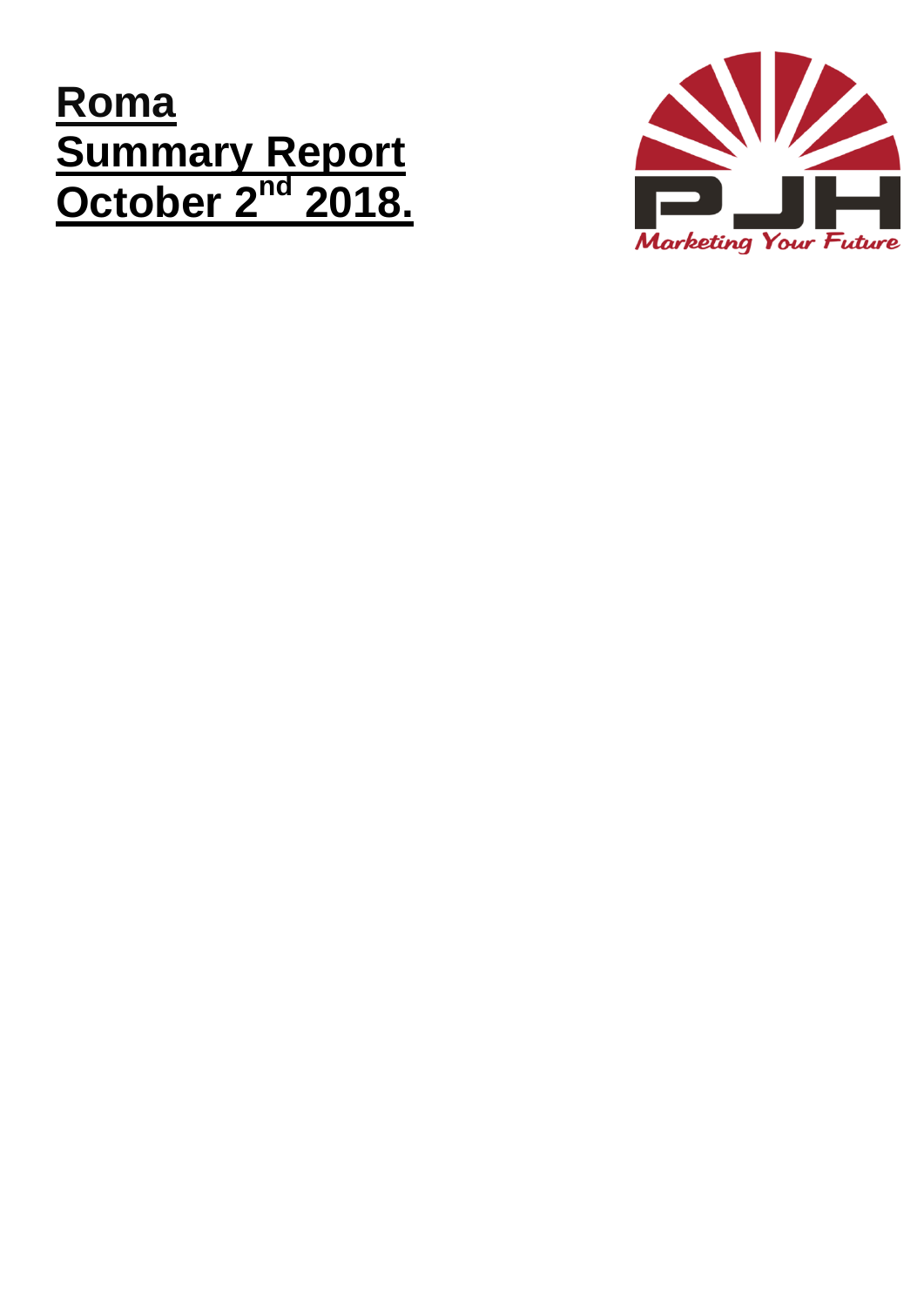# Roma Summary Report October 2nd 2018.

PJH

*Marketing Your Future*